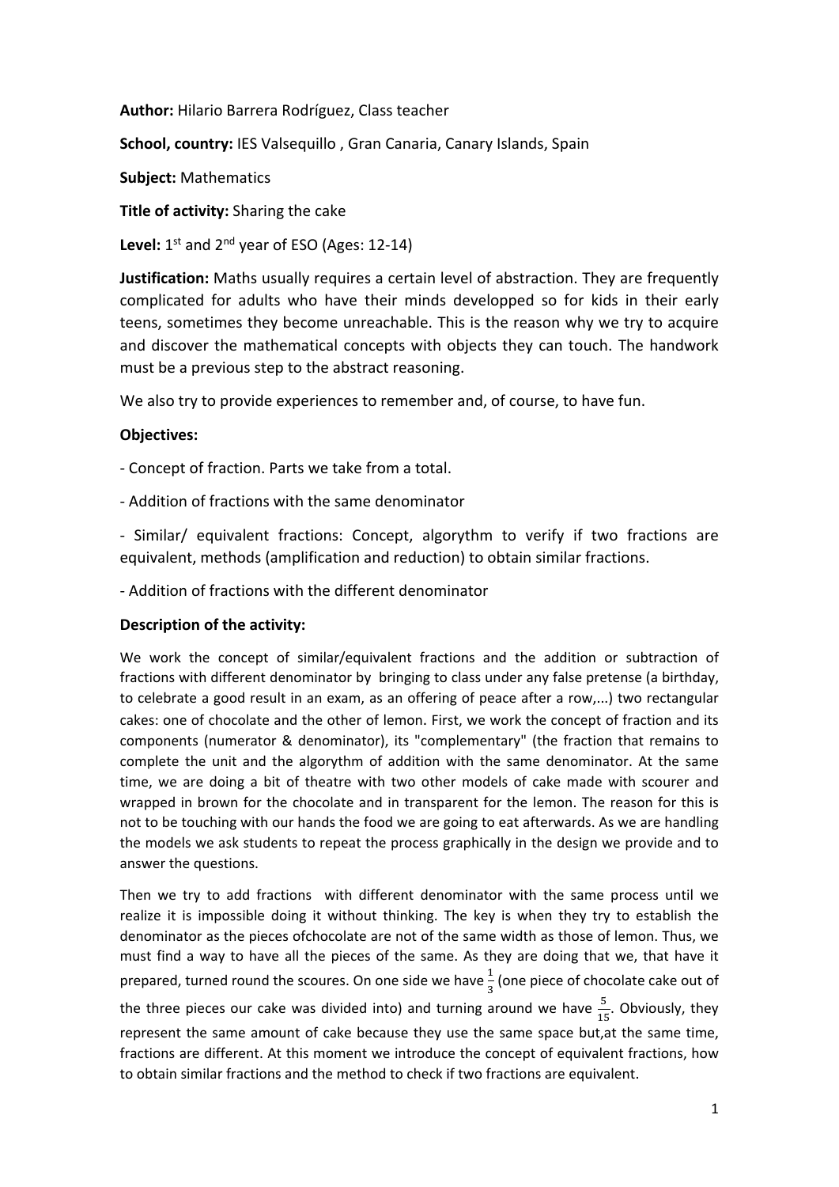**Author:** Hilario Barrera Rodríguez, Class teacher

**School, country:** IES Valsequillo , Gran Canaria, Canary Islands, Spain

**Subject:** Mathematics

**Title of activity:** Sharing the cake

**Level:** 1st and 2nd year of ESO (Ages: 12-14)

**Justification:** Maths usually requires a certain level of abstraction. They are frequently complicated for adults who have their minds developped so for kids in their early teens, sometimes they become unreachable. This is the reason why we try to acquire and discover the mathematical concepts with objects they can touch. The handwork must be a previous step to the abstract reasoning.

We also try to provide experiences to remember and, of course, to have fun.

**Objectives:**

- Concept of fraction. Parts we take from a total.

- Addition of fractions with the same denominator

- Similar/ equivalent fractions: Concept, algorythm to verify if two fractions are equivalent, methods (amplification and reduction) to obtain similar fractions.

- Addition of fractions with the different denominator

**Description of the activity:**

We work the concept of similar/equivalent fractions and the addition or subtraction of fractions with different denominator by bringing to class under any false pretense (a birthday, to celebrate a good result in an exam, as an offering of peace after a row,...) two rectangular cakes: one of chocolate and the other of lemon. First, we work the concept of fraction and its components (numerator & denominator), its "complementary" (the fraction that remains to complete the unit and the algorythm of addition with the same denominator. At the same time, we are doing a bit of theatre with two other models of cake made with scourer and wrapped in brown for the chocolate and in transparent for the lemon. The reason for this is not to be touching with our hands the food we are going to eat afterwards. As we are handling the models we ask students to repeat the process graphically in the design we provide and to answer the questions.

Then we try to add fractions with different denominator with the same process until we realize it is impossible doing it without thinking. The key is when they try to establish the denominator as the pieces ofchocolate are not of the same width as those of lemon. Thus, we must find a way to have all the pieces of the same. As they are doing that we, that have it prepared, turned round the scoures. On one side we have $\frac{1}{3}$ (one piece of chocolate cake out of the three pieces our cake was divided into) and turning around we have $\frac{5}{15}$. Obviously, they represent the same amount of cake because they use the same space but,at the same time, fractions are different. At this moment we introduce the concept of equivalent fractions, how to obtain similar fractions and the method to check if two fractions are equivalent.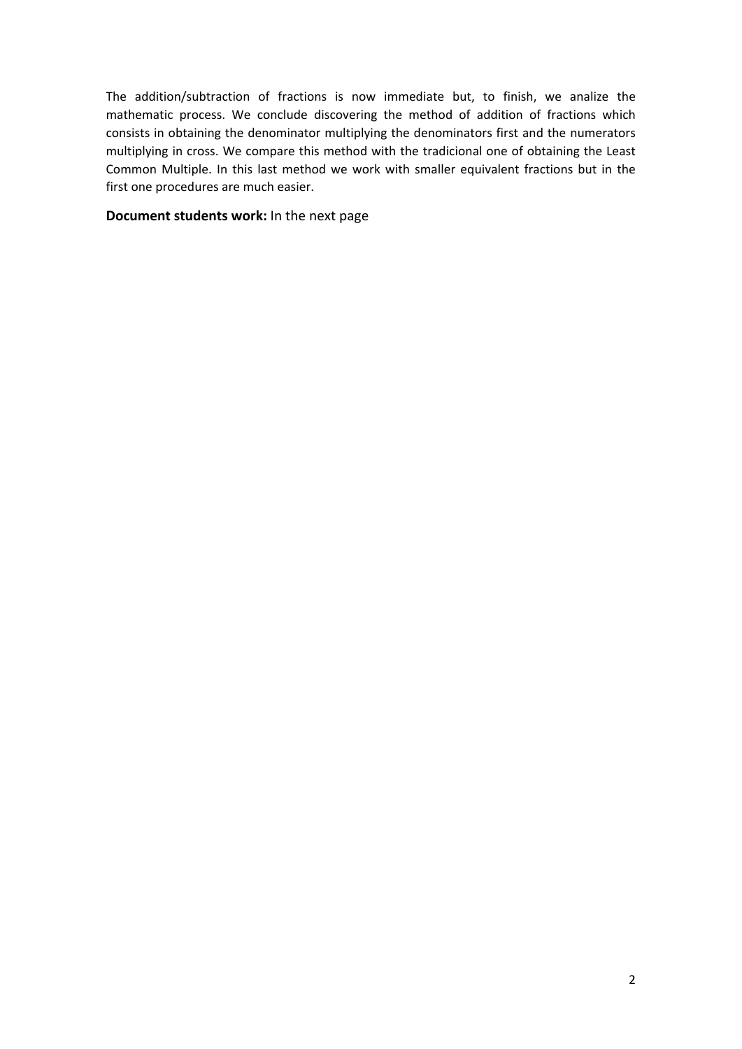The addition/subtraction of fractions is now immediate but, to finish, we analize the mathematic process. We conclude discovering the method of addition of fractions which consists in obtaining the denominator multiplying the denominators first and the numerators multiplying in cross. We compare this method with the tradicional one of obtaining the Least Common Multiple. In this last method we work with smaller equivalent fractions but in the first one procedures are much easier.

**Document students work:** In the next page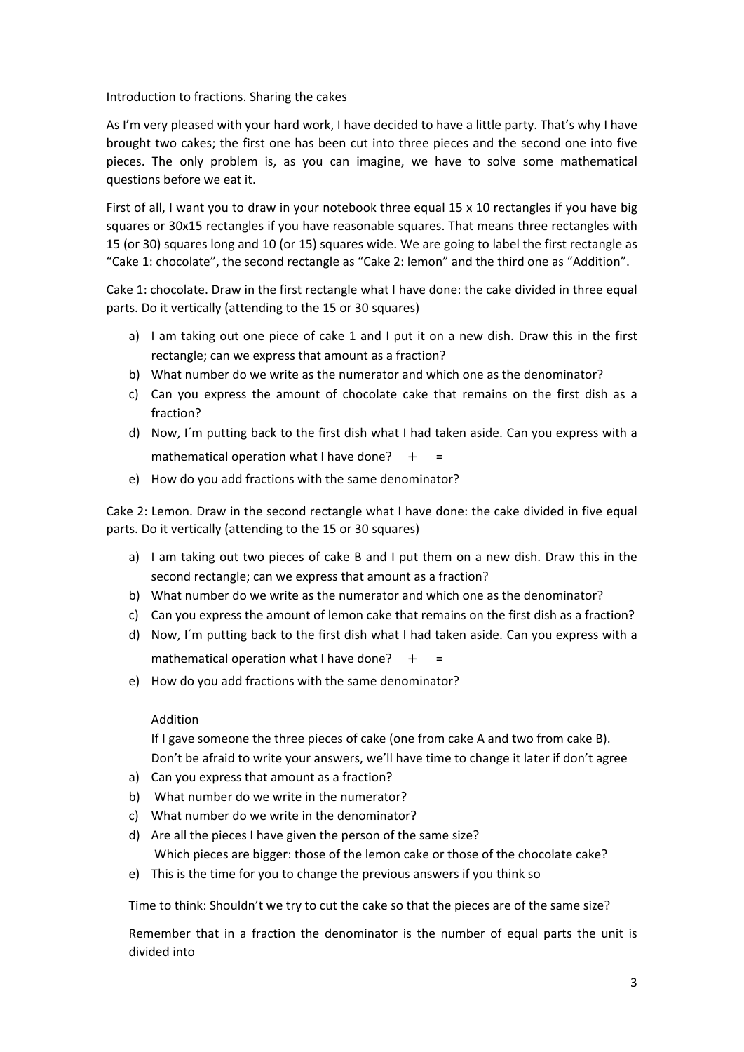Introduction to fractions. Sharing the cakes

As I'm very pleased with your hard work, I have decided to have a little party. That's why I have brought two cakes; the first one has been cut into three pieces and the second one into five pieces. The only problem is, as you can imagine, we have to solve some mathematical questions before we eat it.

First of all, I want you to draw in your notebook three equal 15 x 10 rectangles if you have big squares or 30x15 rectangles if you have reasonable squares. That means three rectangles with 15 (or 30) squares long and 10 (or 15) squares wide. We are going to label the first rectangle as "Cake 1: chocolate", the second rectangle as "Cake 2: lemon" and the third one as "Addition".

Cake 1: chocolate. Draw in the first rectangle what I have done: the cake divided in three equal parts. Do it vertically (attending to the 15 or 30 squares)

a) I am taking out one piece of cake 1 and I put it on a new dish. Draw this in the first rectangle; can we express that amount as a fraction?
b) What number do we write as the numerator and which one as the denominator?
c) Can you express the amount of chocolate cake that remains on the first dish as a fraction?
d) Now, I´m putting back to the first dish what I had taken aside. Can you express with a mathematical operation what I have done? $\frac{}{} + \frac{}{} = \frac{}{}$
e) How do you add fractions with the same denominator?

Cake 2: Lemon. Draw in the second rectangle what I have done: the cake divided in five equal parts. Do it vertically (attending to the 15 or 30 squares)

a) I am taking out two pieces of cake B and I put them on a new dish. Draw this in the second rectangle; can we express that amount as a fraction?
b) What number do we write as the numerator and which one as the denominator?
c) Can you express the amount of lemon cake that remains on the first dish as a fraction?
d) Now, I´m putting back to the first dish what I had taken aside. Can you express with a mathematical operation what I have done? $\frac{}{} + \frac{}{} = \frac{}{}$
e) How do you add fractions with the same denominator?

Addition

If I gave someone the three pieces of cake (one from cake A and two from cake B). Don't be afraid to write your answers, we'll have time to change it later if don't agree

a) Can you express that amount as a fraction?
b) What number do we write in the numerator?
c) What number do we write in the denominator?
d) Are all the pieces I have given the person of the same size? Which pieces are bigger: those of the lemon cake or those of the chocolate cake?
e) This is the time for you to change the previous answers if you think so

<u>Time to think:</u> Shouldn't we try to cut the cake so that the pieces are of the same size?

Remember that in a fraction the denominator is the number of <u>equal</u> parts the unit is divided into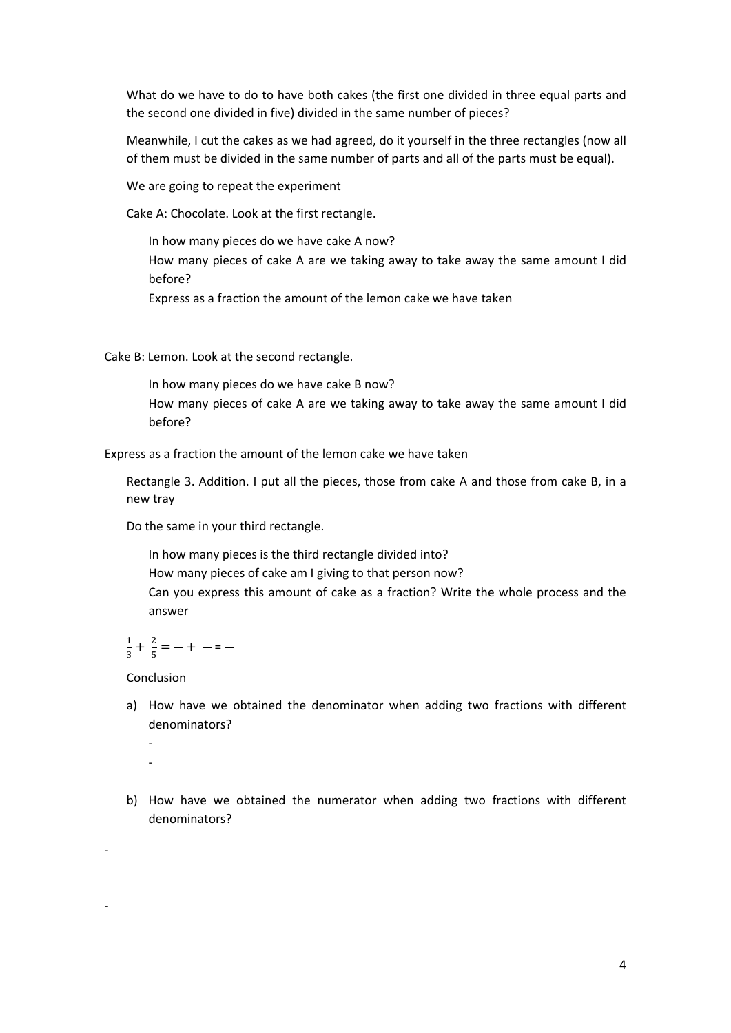What do we have to do to have both cakes (the first one divided in three equal parts and the second one divided in five) divided in the same number of pieces?

Meanwhile, I cut the cakes as we had agreed, do it yourself in the three rectangles (now all of them must be divided in the same number of parts and all of the parts must be equal).

We are going to repeat the experiment

Cake A: Chocolate. Look at the first rectangle.

In how many pieces do we have cake A now?

How many pieces of cake A are we taking away to take away the same amount I did before?

Express as a fraction the amount of the lemon cake we have taken

Cake B: Lemon. Look at the second rectangle.

In how many pieces do we have cake B now?

How many pieces of cake A are we taking away to take away the same amount I did before?

Express as a fraction the amount of the lemon cake we have taken

Rectangle 3. Addition. I put all the pieces, those from cake A and those from cake B, in a new tray

Do the same in your third rectangle.

In how many pieces is the third rectangle divided into?

How many pieces of cake am I giving to that person now?

Can you express this amount of cake as a fraction? Write the whole process and the answer

$\frac{1}{3} + \frac{2}{5} = \frac{}{} + \frac{}{} = \frac{}{}$

Conclusion

a) How have we obtained the denominator when adding two fractions with different denominators?
   -
   -

b) How have we obtained the numerator when adding two fractions with different denominators?

-

-